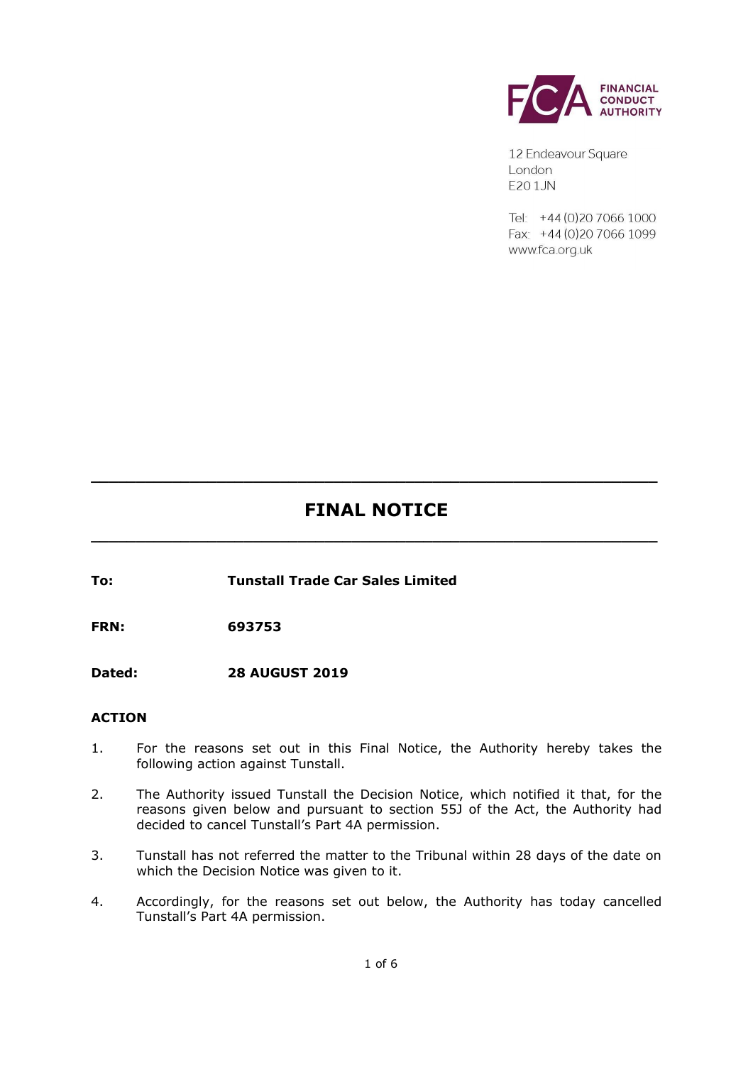FINANCIAL CONDUCT AUTHORITY

12 Endeavour Square
London
E20 1JN

Tel: +44 (0)20 7066 1000
Fax: +44 (0)20 7066 1099
www.fca.org.uk

# FINAL NOTICE

**To:** **Tunstall Trade Car Sales Limited**

**FRN:** **693753**

**Dated:** **28 AUGUST 2019**

## ACTION

1. For the reasons set out in this Final Notice, the Authority hereby takes the following action against Tunstall.

2. The Authority issued Tunstall the Decision Notice, which notified it that, for the reasons given below and pursuant to section 55J of the Act, the Authority had decided to cancel Tunstall's Part 4A permission.

3. Tunstall has not referred the matter to the Tribunal within 28 days of the date on which the Decision Notice was given to it.

4. Accordingly, for the reasons set out below, the Authority has today cancelled Tunstall's Part 4A permission.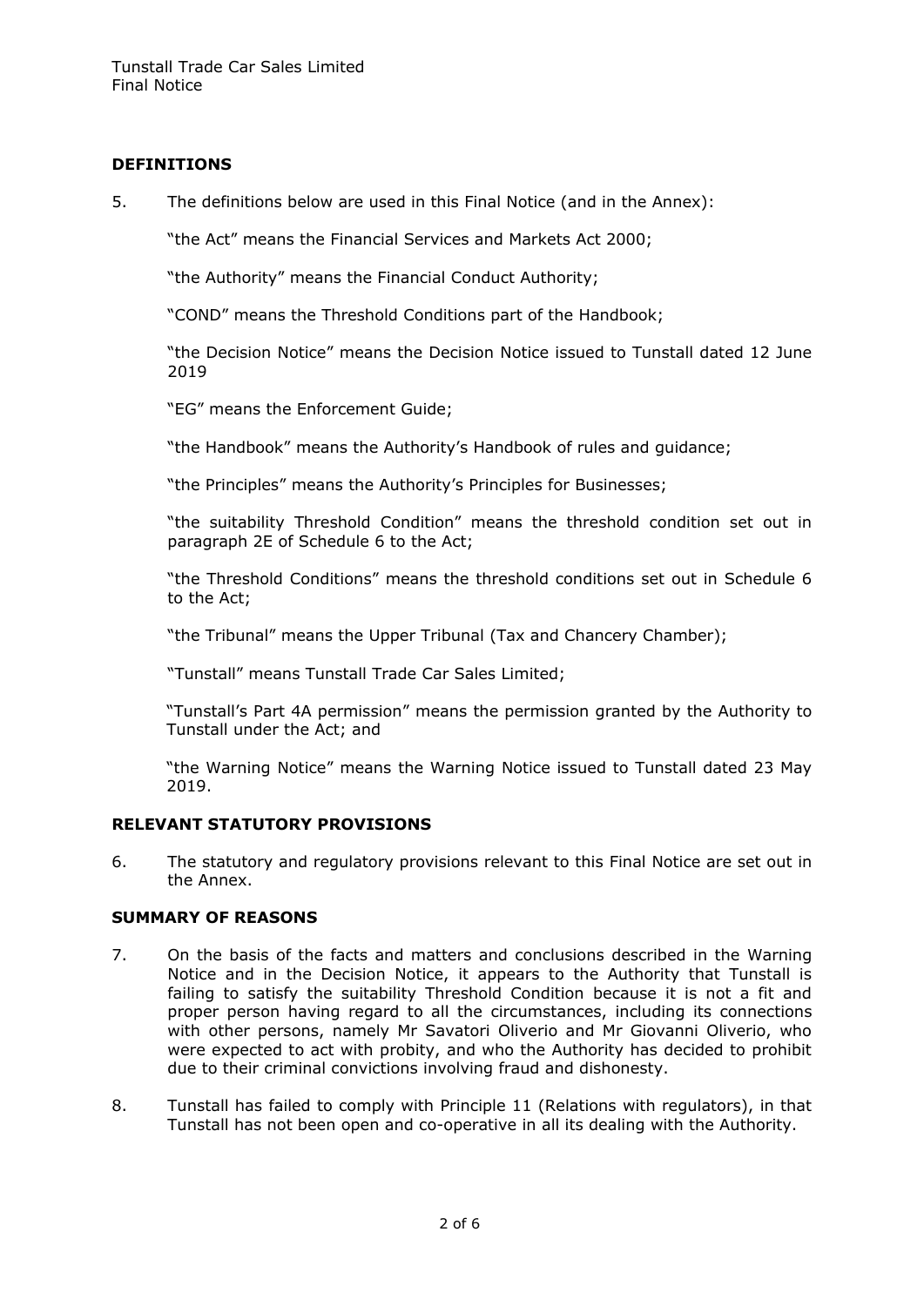## DEFINITIONS

5. The definitions below are used in this Final Notice (and in the Annex):

   "the Act" means the Financial Services and Markets Act 2000;

   "the Authority" means the Financial Conduct Authority;

   "COND" means the Threshold Conditions part of the Handbook;

   "the Decision Notice" means the Decision Notice issued to Tunstall dated 12 June 2019

   "EG" means the Enforcement Guide;

   "the Handbook" means the Authority's Handbook of rules and guidance;

   "the Principles" means the Authority's Principles for Businesses;

   "the suitability Threshold Condition" means the threshold condition set out in paragraph 2E of Schedule 6 to the Act;

   "the Threshold Conditions" means the threshold conditions set out in Schedule 6 to the Act;

   "the Tribunal" means the Upper Tribunal (Tax and Chancery Chamber);

   "Tunstall" means Tunstall Trade Car Sales Limited;

   "Tunstall's Part 4A permission" means the permission granted by the Authority to Tunstall under the Act; and

   "the Warning Notice" means the Warning Notice issued to Tunstall dated 23 May 2019.

## RELEVANT STATUTORY PROVISIONS

6. The statutory and regulatory provisions relevant to this Final Notice are set out in the Annex.

## SUMMARY OF REASONS

7. On the basis of the facts and matters and conclusions described in the Warning Notice and in the Decision Notice, it appears to the Authority that Tunstall is failing to satisfy the suitability Threshold Condition because it is not a fit and proper person having regard to all the circumstances, including its connections with other persons, namely Mr Savatori Oliverio and Mr Giovanni Oliverio, who were expected to act with probity, and who the Authority has decided to prohibit due to their criminal convictions involving fraud and dishonesty.

8. Tunstall has failed to comply with Principle 11 (Relations with regulators), in that Tunstall has not been open and co-operative in all its dealing with the Authority.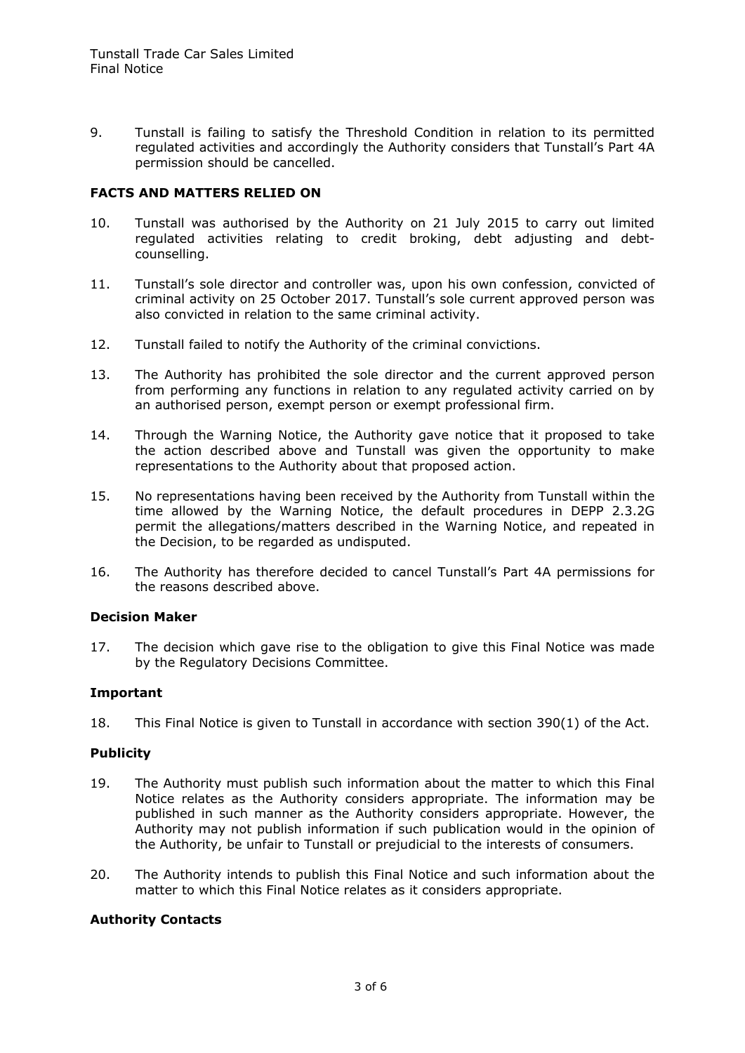9. Tunstall is failing to satisfy the Threshold Condition in relation to its permitted regulated activities and accordingly the Authority considers that Tunstall's Part 4A permission should be cancelled.

**FACTS AND MATTERS RELIED ON**

10. Tunstall was authorised by the Authority on 21 July 2015 to carry out limited regulated activities relating to credit broking, debt adjusting and debt-counselling.

11. Tunstall's sole director and controller was, upon his own confession, convicted of criminal activity on 25 October 2017. Tunstall's sole current approved person was also convicted in relation to the same criminal activity.

12. Tunstall failed to notify the Authority of the criminal convictions.

13. The Authority has prohibited the sole director and the current approved person from performing any functions in relation to any regulated activity carried on by an authorised person, exempt person or exempt professional firm.

14. Through the Warning Notice, the Authority gave notice that it proposed to take the action described above and Tunstall was given the opportunity to make representations to the Authority about that proposed action.

15. No representations having been received by the Authority from Tunstall within the time allowed by the Warning Notice, the default procedures in DEPP 2.3.2G permit the allegations/matters described in the Warning Notice, and repeated in the Decision, to be regarded as undisputed.

16. The Authority has therefore decided to cancel Tunstall's Part 4A permissions for the reasons described above.

**Decision Maker**

17. The decision which gave rise to the obligation to give this Final Notice was made by the Regulatory Decisions Committee.

**Important**

18. This Final Notice is given to Tunstall in accordance with section 390(1) of the Act.

**Publicity**

19. The Authority must publish such information about the matter to which this Final Notice relates as the Authority considers appropriate. The information may be published in such manner as the Authority considers appropriate. However, the Authority may not publish information if such publication would in the opinion of the Authority, be unfair to Tunstall or prejudicial to the interests of consumers.

20. The Authority intends to publish this Final Notice and such information about the matter to which this Final Notice relates as it considers appropriate.

**Authority Contacts**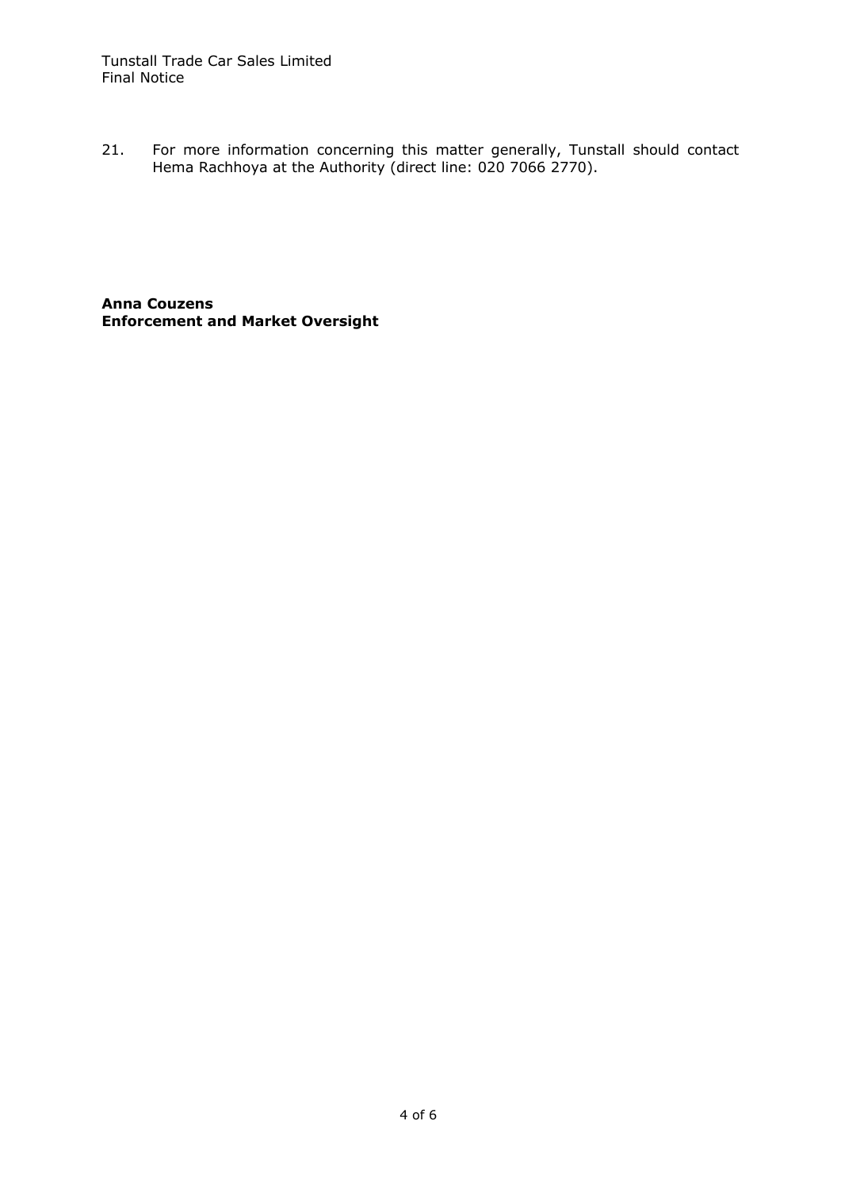21. For more information concerning this matter generally, Tunstall should contact Hema Rachhoya at the Authority (direct line: 020 7066 2770).

**Anna Couzens**
**Enforcement and Market Oversight**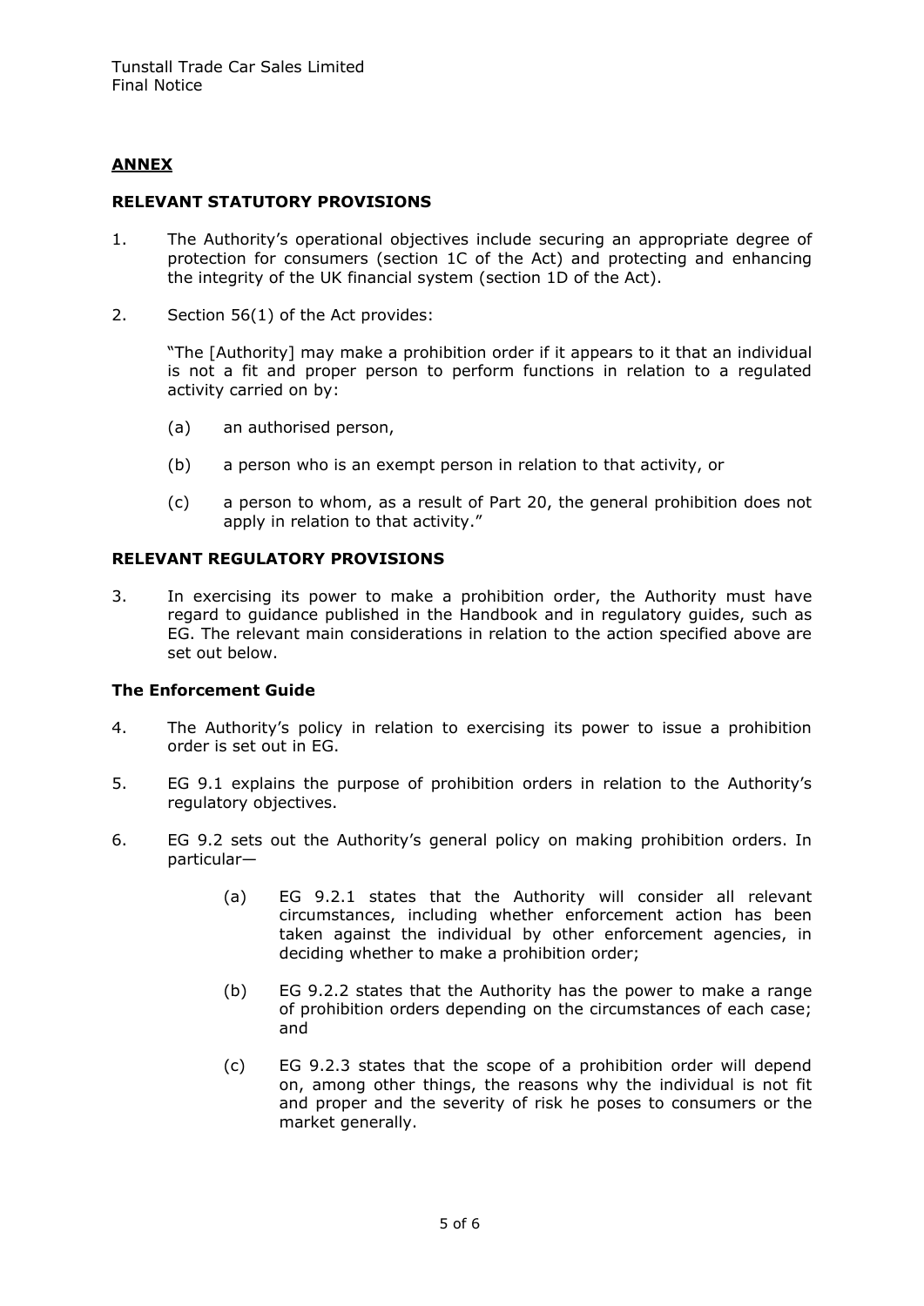## ANNEX

### RELEVANT STATUTORY PROVISIONS

1. The Authority's operational objectives include securing an appropriate degree of protection for consumers (section 1C of the Act) and protecting and enhancing the integrity of the UK financial system (section 1D of the Act).

2. Section 56(1) of the Act provides:

   "The [Authority] may make a prohibition order if it appears to it that an individual is not a fit and proper person to perform functions in relation to a regulated activity carried on by:

   (a) an authorised person,

   (b) a person who is an exempt person in relation to that activity, or

   (c) a person to whom, as a result of Part 20, the general prohibition does not apply in relation to that activity."

### RELEVANT REGULATORY PROVISIONS

3. In exercising its power to make a prohibition order, the Authority must have regard to guidance published in the Handbook and in regulatory guides, such as EG. The relevant main considerations in relation to the action specified above are set out below.

#### The Enforcement Guide

4. The Authority's policy in relation to exercising its power to issue a prohibition order is set out in EG.

5. EG 9.1 explains the purpose of prohibition orders in relation to the Authority's regulatory objectives.

6. EG 9.2 sets out the Authority's general policy on making prohibition orders. In particular—

   (a) EG 9.2.1 states that the Authority will consider all relevant circumstances, including whether enforcement action has been taken against the individual by other enforcement agencies, in deciding whether to make a prohibition order;

   (b) EG 9.2.2 states that the Authority has the power to make a range of prohibition orders depending on the circumstances of each case; and

   (c) EG 9.2.3 states that the scope of a prohibition order will depend on, among other things, the reasons why the individual is not fit and proper and the severity of risk he poses to consumers or the market generally.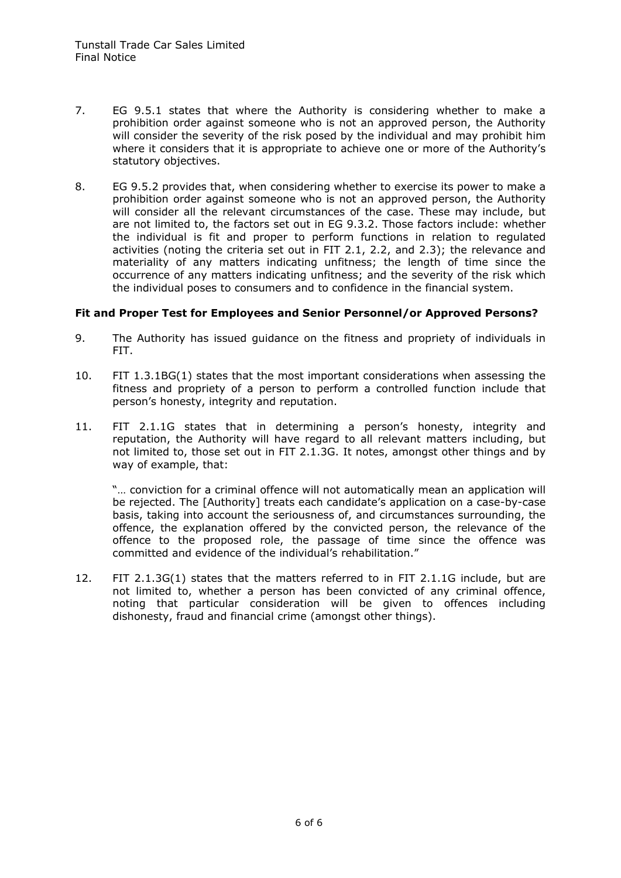7. EG 9.5.1 states that where the Authority is considering whether to make a prohibition order against someone who is not an approved person, the Authority will consider the severity of the risk posed by the individual and may prohibit him where it considers that it is appropriate to achieve one or more of the Authority's statutory objectives.

8. EG 9.5.2 provides that, when considering whether to exercise its power to make a prohibition order against someone who is not an approved person, the Authority will consider all the relevant circumstances of the case. These may include, but are not limited to, the factors set out in EG 9.3.2. Those factors include: whether the individual is fit and proper to perform functions in relation to regulated activities (noting the criteria set out in FIT 2.1, 2.2, and 2.3); the relevance and materiality of any matters indicating unfitness; the length of time since the occurrence of any matters indicating unfitness; and the severity of the risk which the individual poses to consumers and to confidence in the financial system.

**Fit and Proper Test for Employees and Senior Personnel/or Approved Persons?**

9. The Authority has issued guidance on the fitness and propriety of individuals in FIT.

10. FIT 1.3.1BG(1) states that the most important considerations when assessing the fitness and propriety of a person to perform a controlled function include that person's honesty, integrity and reputation.

11. FIT 2.1.1G states that in determining a person's honesty, integrity and reputation, the Authority will have regard to all relevant matters including, but not limited to, those set out in FIT 2.1.3G. It notes, amongst other things and by way of example, that:

    "… conviction for a criminal offence will not automatically mean an application will be rejected. The [Authority] treats each candidate's application on a case-by-case basis, taking into account the seriousness of, and circumstances surrounding, the offence, the explanation offered by the convicted person, the relevance of the offence to the proposed role, the passage of time since the offence was committed and evidence of the individual's rehabilitation."

12. FIT 2.1.3G(1) states that the matters referred to in FIT 2.1.1G include, but are not limited to, whether a person has been convicted of any criminal offence, noting that particular consideration will be given to offences including dishonesty, fraud and financial crime (amongst other things).